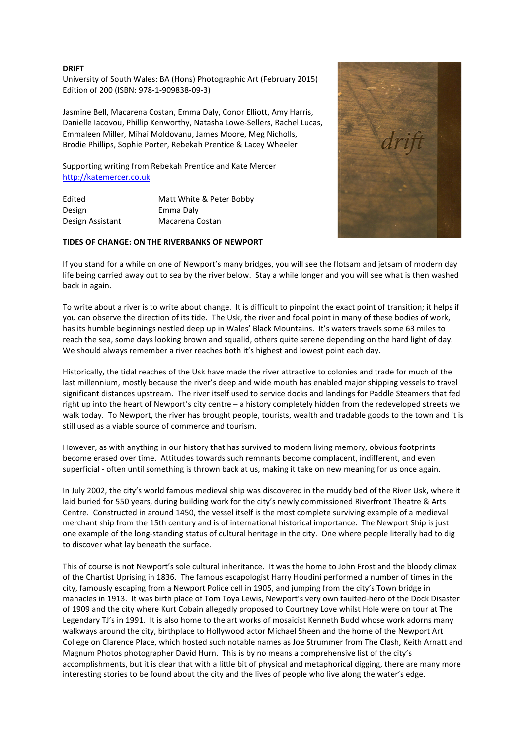**DRIFT**

University of South Wales: BA (Hons) Photographic Art (February 2015)
Edition of 200 (ISBN: 978-1-909838-09-3)

Jasmine Bell, Macarena Costan, Emma Daly, Conor Elliott, Amy Harris, Danielle Iacovou, Phillip Kenworthy, Natasha Lowe-Sellers, Rachel Lucas, Emmaleen Miller, Mihai Moldovanu, James Moore, Meg Nicholls, Brodie Phillips, Sophie Porter, Rebekah Prentice & Lacey Wheeler

Supporting writing from Rebekah Prentice and Kate Mercer
http://katemercer.co.uk

| | |
|---|---|
| Edited | Matt White & Peter Bobby |
| Design | Emma Daly |
| Design Assistant | Macarena Costan |

**TIDES OF CHANGE: ON THE RIVERBANKS OF NEWPORT**

If you stand for a while on one of Newport's many bridges, you will see the flotsam and jetsam of modern day life being carried away out to sea by the river below. Stay a while longer and you will see what is then washed back in again.

To write about a river is to write about change. It is difficult to pinpoint the exact point of transition; it helps if you can observe the direction of its tide. The Usk, the river and focal point in many of these bodies of work, has its humble beginnings nestled deep up in Wales' Black Mountains. It's waters travels some 63 miles to reach the sea, some days looking brown and squalid, others quite serene depending on the hard light of day. We should always remember a river reaches both it's highest and lowest point each day.

Historically, the tidal reaches of the Usk have made the river attractive to colonies and trade for much of the last millennium, mostly because the river's deep and wide mouth has enabled major shipping vessels to travel significant distances upstream. The river itself used to service docks and landings for Paddle Steamers that fed right up into the heart of Newport's city centre – a history completely hidden from the redeveloped streets we walk today. To Newport, the river has brought people, tourists, wealth and tradable goods to the town and it is still used as a viable source of commerce and tourism.

However, as with anything in our history that has survived to modern living memory, obvious footprints become erased over time. Attitudes towards such remnants become complacent, indifferent, and even superficial - often until something is thrown back at us, making it take on new meaning for us once again.

In July 2002, the city's world famous medieval ship was discovered in the muddy bed of the River Usk, where it laid buried for 550 years, during building work for the city's newly commissioned Riverfront Theatre & Arts Centre. Constructed in around 1450, the vessel itself is the most complete surviving example of a medieval merchant ship from the 15th century and is of international historical importance. The Newport Ship is just one example of the long-standing status of cultural heritage in the city. One where people literally had to dig to discover what lay beneath the surface.

This of course is not Newport's sole cultural inheritance. It was the home to John Frost and the bloody climax of the Chartist Uprising in 1836. The famous escapologist Harry Houdini performed a number of times in the city, famously escaping from a Newport Police cell in 1905, and jumping from the city's Town bridge in manacles in 1913. It was birth place of Tom Toya Lewis, Newport's very own faulted-hero of the Dock Disaster of 1909 and the city where Kurt Cobain allegedly proposed to Courtney Love whilst Hole were on tour at The Legendary TJ's in 1991. It is also home to the art works of mosaicist Kenneth Budd whose work adorns many walkways around the city, birthplace to Hollywood actor Michael Sheen and the home of the Newport Art College on Clarence Place, which hosted such notable names as Joe Strummer from The Clash, Keith Arnatt and Magnum Photos photographer David Hurn. This is by no means a comprehensive list of the city's accomplishments, but it is clear that with a little bit of physical and metaphorical digging, there are many more interesting stories to be found about the city and the lives of people who live along the water's edge.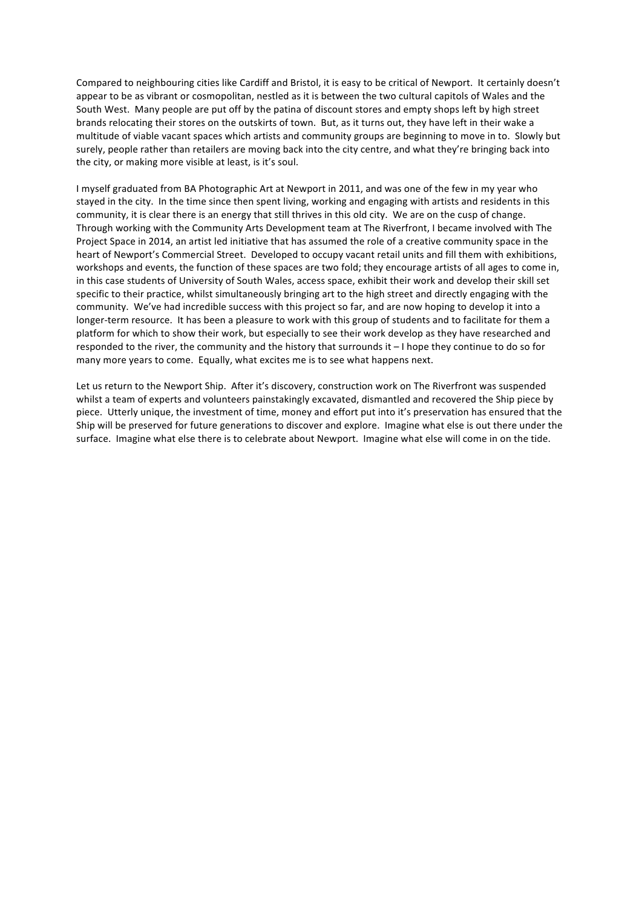Compared to neighbouring cities like Cardiff and Bristol, it is easy to be critical of Newport. It certainly doesn't appear to be as vibrant or cosmopolitan, nestled as it is between the two cultural capitols of Wales and the South West. Many people are put off by the patina of discount stores and empty shops left by high street brands relocating their stores on the outskirts of town. But, as it turns out, they have left in their wake a multitude of viable vacant spaces which artists and community groups are beginning to move in to. Slowly but surely, people rather than retailers are moving back into the city centre, and what they're bringing back into the city, or making more visible at least, is it's soul.

I myself graduated from BA Photographic Art at Newport in 2011, and was one of the few in my year who stayed in the city. In the time since then spent living, working and engaging with artists and residents in this community, it is clear there is an energy that still thrives in this old city. We are on the cusp of change. Through working with the Community Arts Development team at The Riverfront, I became involved with The Project Space in 2014, an artist led initiative that has assumed the role of a creative community space in the heart of Newport's Commercial Street. Developed to occupy vacant retail units and fill them with exhibitions, workshops and events, the function of these spaces are two fold; they encourage artists of all ages to come in, in this case students of University of South Wales, access space, exhibit their work and develop their skill set specific to their practice, whilst simultaneously bringing art to the high street and directly engaging with the community. We've had incredible success with this project so far, and are now hoping to develop it into a longer-term resource. It has been a pleasure to work with this group of students and to facilitate for them a platform for which to show their work, but especially to see their work develop as they have researched and responded to the river, the community and the history that surrounds it – I hope they continue to do so for many more years to come. Equally, what excites me is to see what happens next.

Let us return to the Newport Ship. After it's discovery, construction work on The Riverfront was suspended whilst a team of experts and volunteers painstakingly excavated, dismantled and recovered the Ship piece by piece. Utterly unique, the investment of time, money and effort put into it's preservation has ensured that the Ship will be preserved for future generations to discover and explore. Imagine what else is out there under the surface. Imagine what else there is to celebrate about Newport. Imagine what else will come in on the tide.